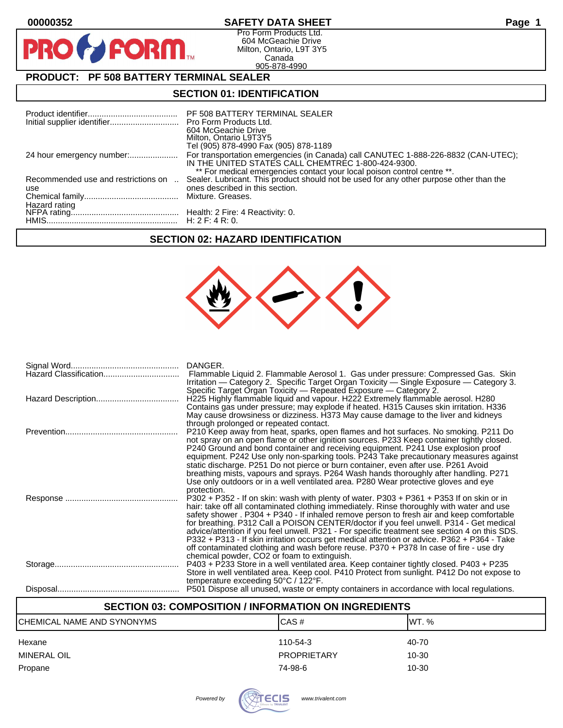00000352

# SAFETY DATA SHEET

Pro Form Products Ltd.
604 McGeachie Drive
Milton, Ontario, L9T 3Y5
Canada
905-878-4990

## PRODUCT: PF 508 BATTERY TERMINAL SEALER

## SECTION 01: IDENTIFICATION

| | |
|---|---|
| Product identifier | PF 508 BATTERY TERMINAL SEALER |
| Initial supplier identifier | Pro Form Products Ltd.<br>604 McGeachie Drive<br>Milton, Ontario L9T3Y5<br>Tel (905) 878-4990 Fax (905) 878-1189 |
| 24 hour emergency number: | For transportation emergencies (in Canada) call CANUTEC 1-888-226-8832 (CAN-UTEC); IN THE UNITED STATES CALL CHEMTREC 1-800-424-9300.<br>** For medical emergencies contact your local poison control centre **. |
| Recommended use and restrictions on use | Sealer. Lubricant. This product should not be used for any other purpose other than the ones described in this section. |
| Chemical family | Mixture. Greases. |
| Hazard rating | |
| NFPA rating | Health: 2 Fire: 4 Reactivity: 0. |
| HMIS | H: 2 F: 4 R: 0. |

## SECTION 02: HAZARD IDENTIFICATION

| | |
|---|---|
| Signal Word | DANGER. |
| Hazard Classification | Flammable Liquid 2. Flammable Aerosol 1. Gas under pressure: Compressed Gas. Skin Irritation — Category 2. Specific Target Organ Toxicity — Single Exposure — Category 3. Specific Target Organ Toxicity — Repeated Exposure — Category 2. |
| Hazard Description | H225 Highly flammable liquid and vapour. H222 Extremely flammable aerosol. H280 Contains gas under pressure; may explode if heated. H315 Causes skin irritation. H336 May cause drowsiness or dizziness. H373 May cause damage to the liver and kidneys through prolonged or repeated contact. |
| Prevention | P210 Keep away from heat, sparks, open flames and hot surfaces. No smoking. P211 Do not spray on an open flame or other ignition sources. P233 Keep container tightly closed. P240 Ground and bond container and receiving equipment. P241 Use explosion proof equipment. P242 Use only non-sparking tools. P243 Take precautionary measures against static discharge. P251 Do not pierce or burn container, even after use. P261 Avoid breathing mists, vapours and sprays. P264 Wash hands thoroughly after handling. P271 Use only outdoors or in a well ventilated area. P280 Wear protective gloves and eye protection. |
| Response | P302 + P352 - If on skin: wash with plenty of water. P303 + P361 + P353 If on skin or in hair: take off all contaminated clothing immediately. Rinse thoroughly with water and use safety shower . P304 + P340 - If inhaled remove person to fresh air and keep comfortable for breathing. P312 Call a POISON CENTER/doctor if you feel unwell. P314 - Get medical advice/attention if you feel unwell. P321 - For specific treatment see section 4 on this SDS. P332 + P313 - If skin irritation occurs get medical attention or advice. P362 + P364 - Take off contaminated clothing and wash before reuse. P370 + P378 In case of fire - use dry chemical powder, $CO_2$ or foam to extinguish. |
| Storage | P403 + P233 Store in a well ventilated area. Keep container tightly closed. P403 + P235 Store in well ventilated area. Keep cool. P410 Protect from sunlight. P412 Do not expose to temperature exceeding 50°C / 122°F. |
| Disposal | P501 Dispose all unused, waste or empty containers in accordance with local regulations. |

## SECTION 03: COMPOSITION / INFORMATION ON INGREDIENTS

| CHEMICAL NAME AND SYNONYMS | CAS # | WT. % |
|---|---|---|
| Hexane | 110-54-3 | 40-70 |
| MINERAL OIL | PROPRIETARY | 10-30 |
| Propane | 74-98-6 | 10-30 |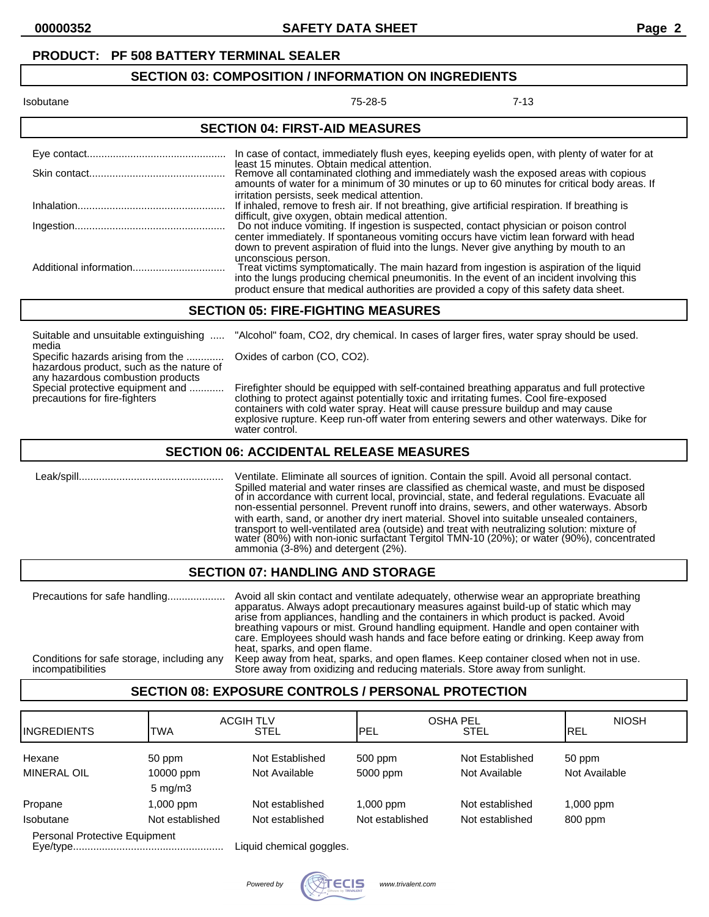**PRODUCT: PF 508 BATTERY TERMINAL SEALER**

## SECTION 03: COMPOSITION / INFORMATION ON INGREDIENTS

| | | |
|---|---|---|
| Isobutane | 75-28-5 | 7-13 |

## SECTION 04: FIRST-AID MEASURES

Eye contact................................................ In case of contact, immediately flush eyes, keeping eyelids open, with plenty of water for at least 15 minutes. Obtain medical attention.

Skin contact............................................... Remove all contaminated clothing and immediately wash the exposed areas with copious amounts of water for a minimum of 30 minutes or up to 60 minutes for critical body areas. If irritation persists, seek medical attention.

Inhalation.................................................. If inhaled, remove to fresh air. If not breathing, give artificial respiration. If breathing is difficult, give oxygen, obtain medical attention.

Ingestion.................................................... Do not induce vomiting. If ingestion is suspected, contact physician or poison control center immediately. If spontaneous vomiting occurs have victim lean forward with head down to prevent aspiration of fluid into the lungs. Never give anything by mouth to an unconscious person.

Additional information................................ Treat victims symptomatically. The main hazard from ingestion is aspiration of the liquid into the lungs producing chemical pneumonitis. In the event of an incident involving this product ensure that medical authorities are provided a copy of this safety data sheet.

## SECTION 05: FIRE-FIGHTING MEASURES

Suitable and unsuitable extinguishing ..... media: "Alcohol" foam, CO2, dry chemical. In cases of larger fires, water spray should be used.

Specific hazards arising from the ............. hazardous product, such as the nature of any hazardous combustion products: Oxides of carbon (CO, CO2).

Special protective equipment and ............ precautions for fire-fighters: Firefighter should be equipped with self-contained breathing apparatus and full protective clothing to protect against potentially toxic and irritating fumes. Cool fire-exposed containers with cold water spray. Heat will cause pressure buildup and may cause explosive rupture. Keep run-off water from entering sewers and other waterways. Dike for water control.

## SECTION 06: ACCIDENTAL RELEASE MEASURES

Leak/spill.................................................. Ventilate. Eliminate all sources of ignition. Contain the spill. Avoid all personal contact. Spilled material and water rinses are classified as chemical waste, and must be disposed of in accordance with current local, provincial, state, and federal regulations. Evacuate all non-essential personnel. Prevent runoff into drains, sewers, and other waterways. Absorb with earth, sand, or another dry inert material. Shovel into suitable unsealed containers, transport to well-ventilated area (outside) and treat with neutralizing solution: mixture of water (80%) with non-ionic surfactant Tergitol TMN-10 (20%); or water (90%), concentrated ammonia (3-8%) and detergent (2%).

## SECTION 07: HANDLING AND STORAGE

Precautions for safe handling.................... Avoid all skin contact and ventilate adequately, otherwise wear an appropriate breathing apparatus. Always adopt precautionary measures against build-up of static which may arise from appliances, handling and the containers in which product is packed. Avoid breathing vapours or mist. Ground handling equipment. Handle and open container with care. Employees should wash hands and face before eating or drinking. Keep away from heat, sparks, and open flame.

Conditions for safe storage, including any incompatibilities: Keep away from heat, sparks, and open flames. Keep container closed when not in use. Store away from oxidizing and reducing materials. Store away from sunlight.

## SECTION 08: EXPOSURE CONTROLS / PERSONAL PROTECTION

| INGREDIENTS | ACGIH TLV TWA | ACGIH TLV STEL | OSHA PEL PEL | OSHA PEL STEL | NIOSH REL |
|---|---|---|---|---|---|
| Hexane | 50 ppm | Not Established | 500 ppm | Not Established | 50 ppm |
| MINERAL OIL | 10000 ppm<br>5 mg/m3 | Not Available | 5000 ppm | Not Available | Not Available |
| Propane | 1,000 ppm | Not established | 1,000 ppm | Not established | 1,000 ppm |
| Isobutane | Not established | Not established | Not established | Not established | 800 ppm |

Personal Protective Equipment

Eye/type.................................................... Liquid chemical goggles.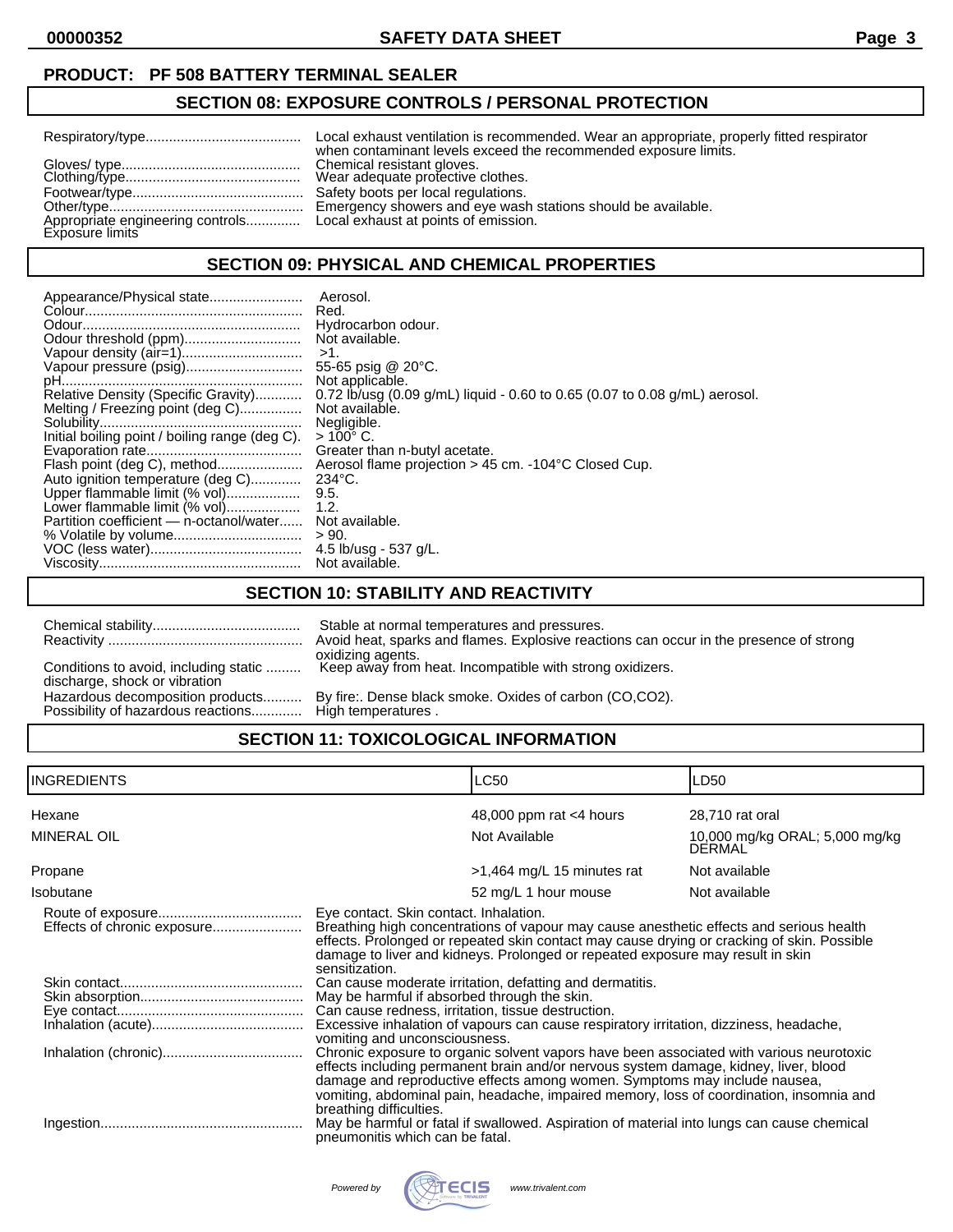**PRODUCT: PF 508 BATTERY TERMINAL SEALER**

## SECTION 08: EXPOSURE CONTROLS / PERSONAL PROTECTION

| | |
|---|---|
| Respiratory/type | Local exhaust ventilation is recommended. Wear an appropriate, properly fitted respirator when contaminant levels exceed the recommended exposure limits. |
| Gloves/ type | Chemical resistant gloves. |
| Clothing/type | Wear adequate protective clothes. |
| Footwear/type | Safety boots per local regulations. |
| Other/type | Emergency showers and eye wash stations should be available. |
| Appropriate engineering controls | Local exhaust at points of emission. |
| Exposure limits | |

## SECTION 09: PHYSICAL AND CHEMICAL PROPERTIES

| | |
|---|---|
| Appearance/Physical state | Aerosol. |
| Colour | Red. |
| Odour | Hydrocarbon odour. |
| Odour threshold (ppm) | Not available. |
| Vapour density (air=1) | >1. |
| Vapour pressure (psig) | 55-65 psig @ 20°C. |
| pH | Not applicable. |
| Relative Density (Specific Gravity) | 0.72 lb/usg (0.09 g/mL) liquid - 0.60 to 0.65 (0.07 to 0.08 g/mL) aerosol. |
| Melting / Freezing point (deg C) | Not available. |
| Solubility | Negligible. |
| Initial boiling point / boiling range (deg C). | > 100° C. |
| Evaporation rate | Greater than n-butyl acetate. |
| Flash point (deg C), method | Aerosol flame projection > 45 cm. -104°C Closed Cup. |
| Auto ignition temperature (deg C) | 234°C. |
| Upper flammable limit (% vol) | 9.5. |
| Lower flammable limit (% vol) | 1.2. |
| Partition coefficient — n-octanol/water | Not available. |
| % Volatile by volume | > 90. |
| VOC (less water) | 4.5 lb/usg - 537 g/L. |
| Viscosity | Not available. |

## SECTION 10: STABILITY AND REACTIVITY

| | |
|---|---|
| Chemical stability | Stable at normal temperatures and pressures. |
| Reactivity | Avoid heat, sparks and flames. Explosive reactions can occur in the presence of strong oxidizing agents. |
| Conditions to avoid, including static discharge, shock or vibration | Keep away from heat. Incompatible with strong oxidizers. |
| Hazardous decomposition products | By fire:. Dense black smoke. Oxides of carbon (CO,CO2). |
| Possibility of hazardous reactions | High temperatures . |

## SECTION 11: TOXICOLOGICAL INFORMATION

| INGREDIENTS | LC50 | LD50 |
|---|---|---|
| Hexane | 48,000 ppm rat <4 hours | 28,710 rat oral |
| MINERAL OIL | Not Available | 10,000 mg/kg ORAL; 5,000 mg/kg DERMAL |
| Propane | >1,464 mg/L 15 minutes rat | Not available |
| Isobutane | 52 mg/L 1 hour mouse | Not available |

| | |
|---|---|
| Route of exposure | Eye contact. Skin contact. Inhalation. |
| Effects of chronic exposure | Breathing high concentrations of vapour may cause anesthetic effects and serious health effects. Prolonged or repeated skin contact may cause drying or cracking of skin. Possible damage to liver and kidneys. Prolonged or repeated exposure may result in skin sensitization. |
| Skin contact | Can cause moderate irritation, defatting and dermatitis. |
| Skin absorption | May be harmful if absorbed through the skin. |
| Eye contact | Can cause redness, irritation, tissue destruction. |
| Inhalation (acute) | Excessive inhalation of vapours can cause respiratory irritation, dizziness, headache, vomiting and unconsciousness. |
| Inhalation (chronic) | Chronic exposure to organic solvent vapors have been associated with various neurotoxic effects including permanent brain and/or nervous system damage, kidney, liver, blood damage and reproductive effects among women. Symptoms may include nausea, vomiting, abdominal pain, headache, impaired memory, loss of coordination, insomnia and breathing difficulties. |
| Ingestion | May be harmful or fatal if swallowed. Aspiration of material into lungs can cause chemical pneumonitis which can be fatal. |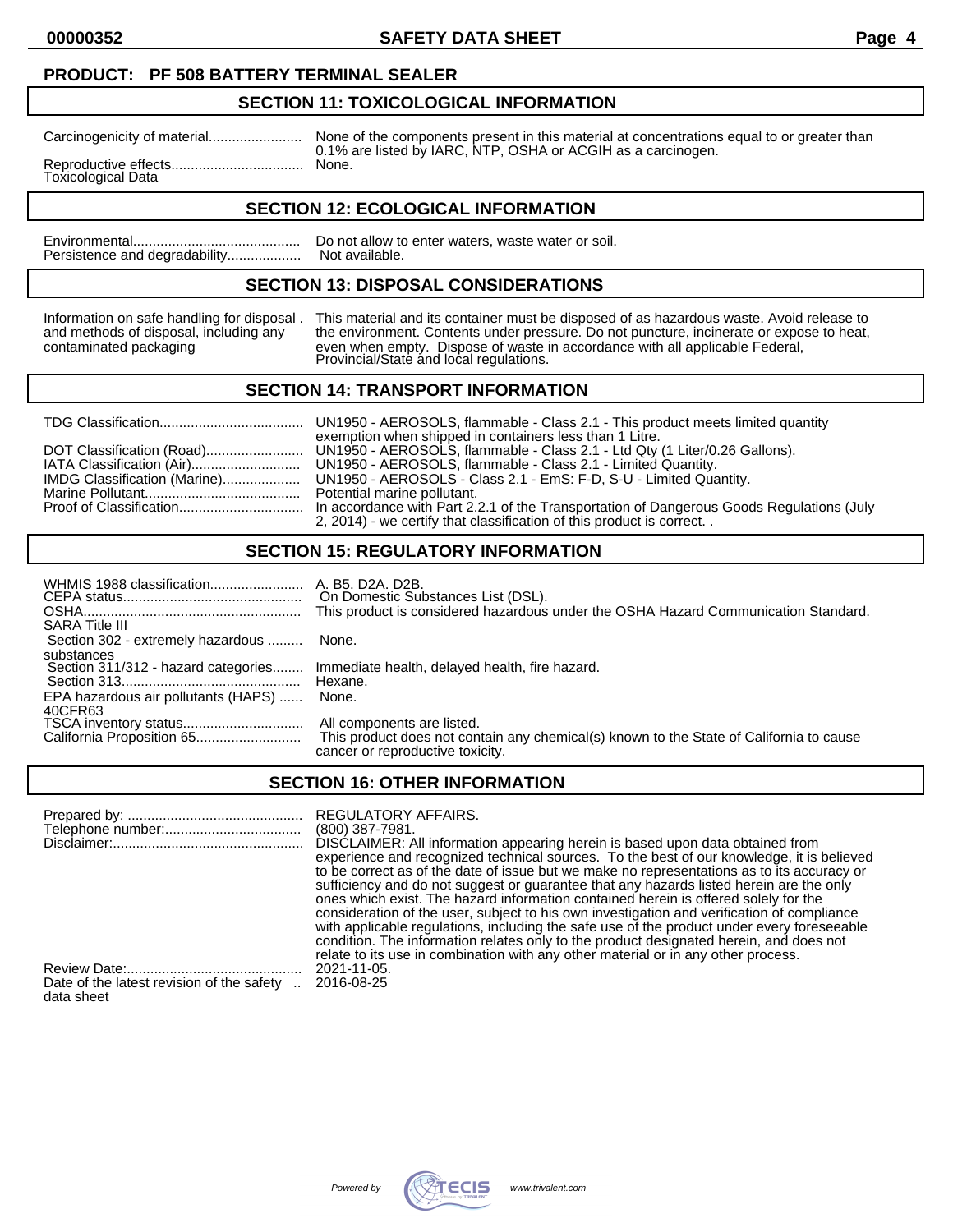**PRODUCT: PF 508 BATTERY TERMINAL SEALER**

## SECTION 11: TOXICOLOGICAL INFORMATION

| | |
|---|---|
| Carcinogenicity of material | None of the components present in this material at concentrations equal to or greater than 0.1% are listed by IARC, NTP, OSHA or ACGIH as a carcinogen. |
| Reproductive effects | None. |
| Toxicological Data | |

## SECTION 12: ECOLOGICAL INFORMATION

| | |
|---|---|
| Environmental | Do not allow to enter waters, waste water or soil. |
| Persistence and degradability | Not available. |

## SECTION 13: DISPOSAL CONSIDERATIONS

| | |
|---|---|
| Information on safe handling for disposal and methods of disposal, including any contaminated packaging | This material and its container must be disposed of as hazardous waste. Avoid release to the environment. Contents under pressure. Do not puncture, incinerate or expose to heat, even when empty. Dispose of waste in accordance with all applicable Federal, Provincial/State and local regulations. |

## SECTION 14: TRANSPORT INFORMATION

| | |
|---|---|
| TDG Classification | UN1950 - AEROSOLS, flammable - Class 2.1 - This product meets limited quantity exemption when shipped in containers less than 1 Litre. |
| DOT Classification (Road) | UN1950 - AEROSOLS, flammable - Class 2.1 - Ltd Qty (1 Liter/0.26 Gallons). |
| IATA Classification (Air) | UN1950 - AEROSOLS, flammable - Class 2.1 - Limited Quantity. |
| IMDG Classification (Marine) | UN1950 - AEROSOLS - Class 2.1 - EmS: F-D, S-U - Limited Quantity. |
| Marine Pollutant | Potential marine pollutant. |
| Proof of Classification | In accordance with Part 2.2.1 of the Transportation of Dangerous Goods Regulations (July 2, 2014) - we certify that classification of this product is correct. . |

## SECTION 15: REGULATORY INFORMATION

| | |
|---|---|
| WHMIS 1988 classification | A. B5. D2A. D2B. |
| CEPA status | On Domestic Substances List (DSL). |
| OSHA | This product is considered hazardous under the OSHA Hazard Communication Standard. |
| SARA Title III | |
| Section 302 - extremely hazardous substances | None. |
| Section 311/312 - hazard categories | Immediate health, delayed health, fire hazard. |
| Section 313 | Hexane. |
| EPA hazardous air pollutants (HAPS) 40CFR63 | None. |
| TSCA inventory status | All components are listed. |
| California Proposition 65 | This product does not contain any chemical(s) known to the State of California to cause cancer or reproductive toxicity. |

## SECTION 16: OTHER INFORMATION

| | |
|---|---|
| Prepared by: | REGULATORY AFFAIRS. |
| Telephone number: | (800) 387-7981. |
| Disclaimer: | DISCLAIMER: All information appearing herein is based upon data obtained from experience and recognized technical sources. To the best of our knowledge, it is believed to be correct as of the date of issue but we make no representations as to its accuracy or sufficiency and do not suggest or guarantee that any hazards listed herein are the only ones which exist. The hazard information contained herein is offered solely for the consideration of the user, subject to his own investigation and verification of compliance with applicable regulations, including the safe use of the product under every foreseeable condition. The information relates only to the product designated herein, and does not relate to its use in combination with any other material or in any other process. |
| Review Date: | 2021-11-05. |
| Date of the latest revision of the safety data sheet | 2016-08-25 |